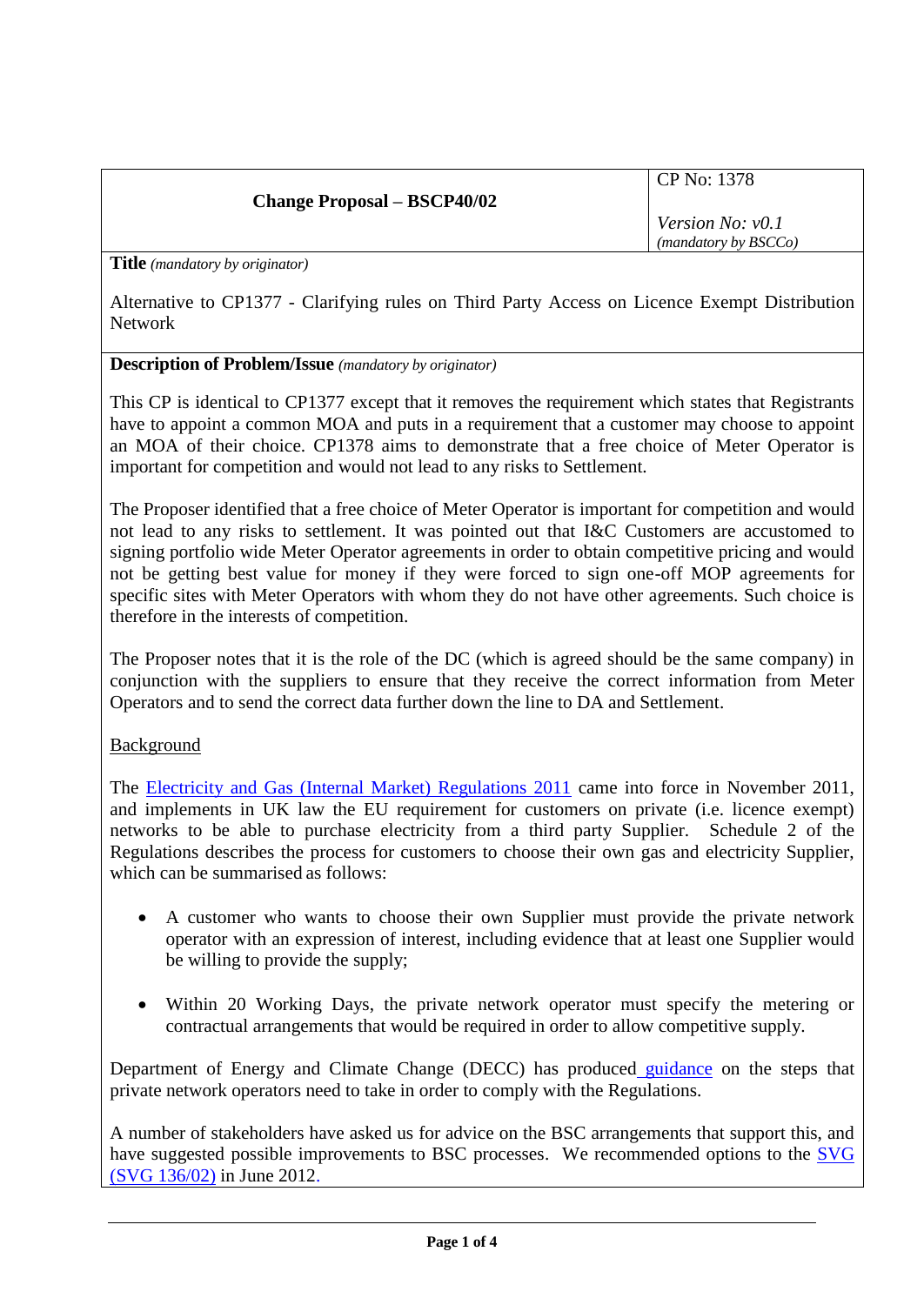| Change Proposal – BSCP40/02 | CP No: 1378<br><br>*Version No: v0.1*<br>*(mandatory by BSCCo)* |
|---|---|

**Title** *(mandatory by originator)*

Alternative to CP1377 - Clarifying rules on Third Party Access on Licence Exempt Distribution Network

**Description of Problem/Issue** *(mandatory by originator)*

This CP is identical to CP1377 except that it removes the requirement which states that Registrants have to appoint a common MOA and puts in a requirement that a customer may choose to appoint an MOA of their choice. CP1378 aims to demonstrate that a free choice of Meter Operator is important for competition and would not lead to any risks to Settlement.

The Proposer identified that a free choice of Meter Operator is important for competition and would not lead to any risks to settlement. It was pointed out that I&C Customers are accustomed to signing portfolio wide Meter Operator agreements in order to obtain competitive pricing and would not be getting best value for money if they were forced to sign one-off MOP agreements for specific sites with Meter Operators with whom they do not have other agreements. Such choice is therefore in the interests of competition.

The Proposer notes that it is the role of the DC (which is agreed should be the same company) in conjunction with the suppliers to ensure that they receive the correct information from Meter Operators and to send the correct data further down the line to DA and Settlement.

Background

The Electricity and Gas (Internal Market) Regulations 2011 came into force in November 2011, and implements in UK law the EU requirement for customers on private (i.e. licence exempt) networks to be able to purchase electricity from a third party Supplier. Schedule 2 of the Regulations describes the process for customers to choose their own gas and electricity Supplier, which can be summarised as follows:

- A customer who wants to choose their own Supplier must provide the private network operator with an expression of interest, including evidence that at least one Supplier would be willing to provide the supply;
- Within 20 Working Days, the private network operator must specify the metering or contractual arrangements that would be required in order to allow competitive supply.

Department of Energy and Climate Change (DECC) has produced guidance on the steps that private network operators need to take in order to comply with the Regulations.

A number of stakeholders have asked us for advice on the BSC arrangements that support this, and have suggested possible improvements to BSC processes. We recommended options to the SVG (SVG 136/02) in June 2012.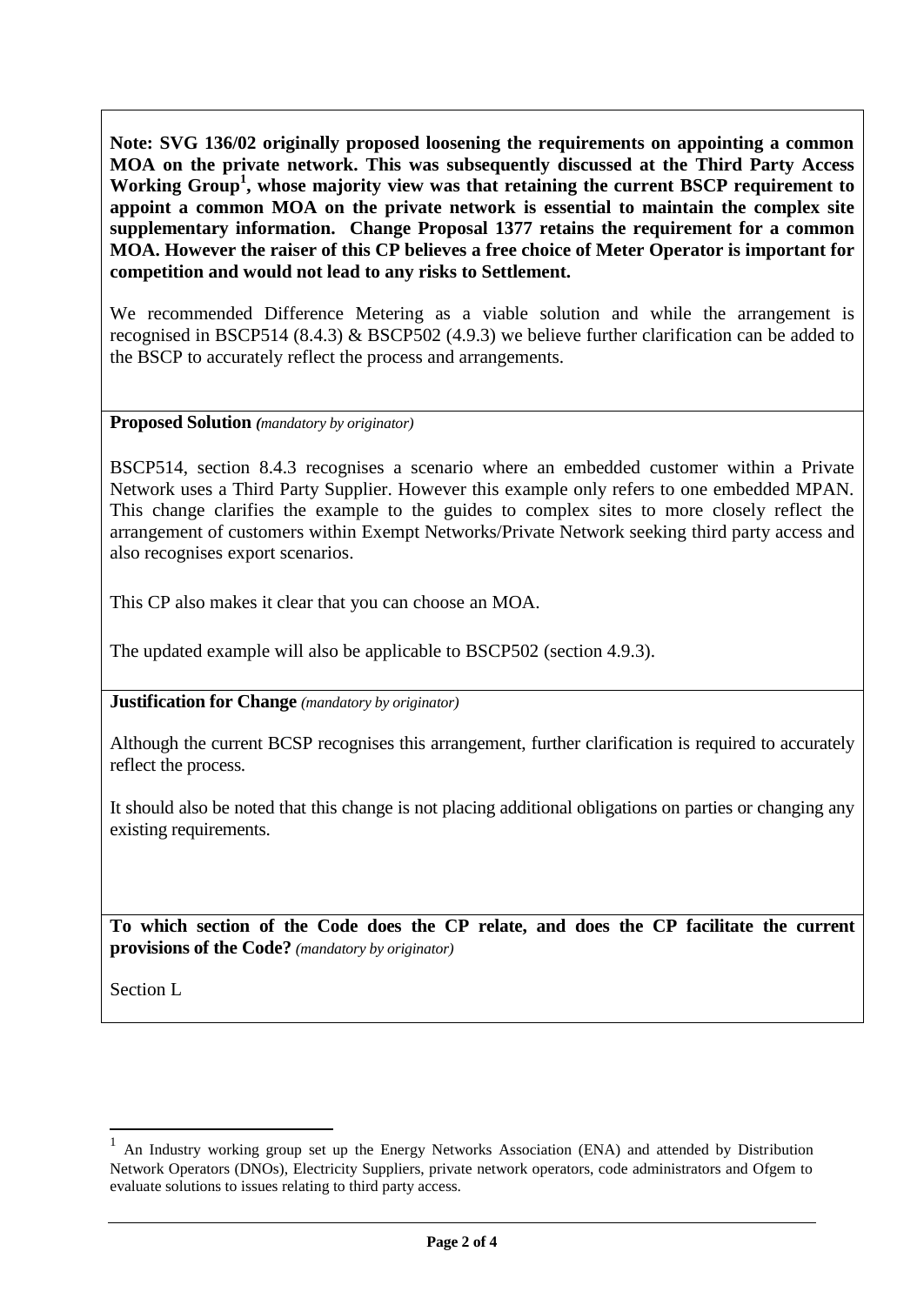**Note: SVG 136/02 originally proposed loosening the requirements on appointing a common MOA on the private network. This was subsequently discussed at the Third Party Access Working Group[1], whose majority view was that retaining the current BSCP requirement to appoint a common MOA on the private network is essential to maintain the complex site supplementary information. Change Proposal 1377 retains the requirement for a common MOA. However the raiser of this CP believes a free choice of Meter Operator is important for competition and would not lead to any risks to Settlement.**

We recommended Difference Metering as a viable solution and while the arrangement is recognised in BSCP514 (8.4.3) & BSCP502 (4.9.3) we believe further clarification can be added to the BSCP to accurately reflect the process and arrangements.

**Proposed Solution** *(mandatory by originator)*

BSCP514, section 8.4.3 recognises a scenario where an embedded customer within a Private Network uses a Third Party Supplier. However this example only refers to one embedded MPAN. This change clarifies the example to the guides to complex sites to more closely reflect the arrangement of customers within Exempt Networks/Private Network seeking third party access and also recognises export scenarios.

This CP also makes it clear that you can choose an MOA.

The updated example will also be applicable to BSCP502 (section 4.9.3).

**Justification for Change** *(mandatory by originator)*

Although the current BCSP recognises this arrangement, further clarification is required to accurately reflect the process.

It should also be noted that this change is not placing additional obligations on parties or changing any existing requirements.

**To which section of the Code does the CP relate, and does the CP facilitate the current provisions of the Code?** *(mandatory by originator)*

Section L

[1] An Industry working group set up the Energy Networks Association (ENA) and attended by Distribution Network Operators (DNOs), Electricity Suppliers, private network operators, code administrators and Ofgem to evaluate solutions to issues relating to third party access.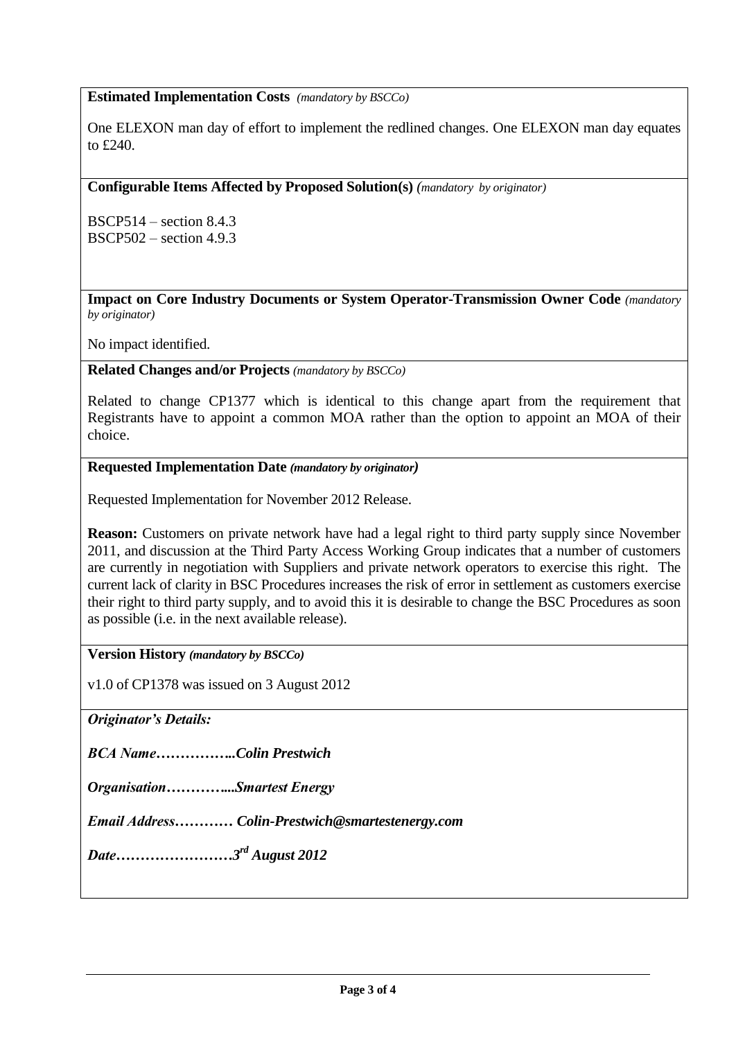**Estimated Implementation Costs** *(mandatory by BSCCo)*

One ELEXON man day of effort to implement the redlined changes. One ELEXON man day equates to £240.

**Configurable Items Affected by Proposed Solution(s)** *(mandatory by originator)*

BSCP514 – section 8.4.3
BSCP502 – section 4.9.3

**Impact on Core Industry Documents or System Operator-Transmission Owner Code** *(mandatory by originator)*

No impact identified.

**Related Changes and/or Projects** *(mandatory by BSCCo)*

Related to change CP1377 which is identical to this change apart from the requirement that Registrants have to appoint a common MOA rather than the option to appoint an MOA of their choice.

**Requested Implementation Date** ***(mandatory by originator)***

Requested Implementation for November 2012 Release.

**Reason:** Customers on private network have had a legal right to third party supply since November 2011, and discussion at the Third Party Access Working Group indicates that a number of customers are currently in negotiation with Suppliers and private network operators to exercise this right. The current lack of clarity in BSC Procedures increases the risk of error in settlement as customers exercise their right to third party supply, and to avoid this it is desirable to change the BSC Procedures as soon as possible (i.e. in the next available release).

**Version History** ***(mandatory by BSCCo)***

v1.0 of CP1378 was issued on 3 August 2012

***Originator's Details:***

***BCA Name……………..Colin Prestwich***

***Organisation…………...Smartest Energy***

***Email Address………… Colin-Prestwich@smartestenergy.com***

***Date……………………3rd August 2012***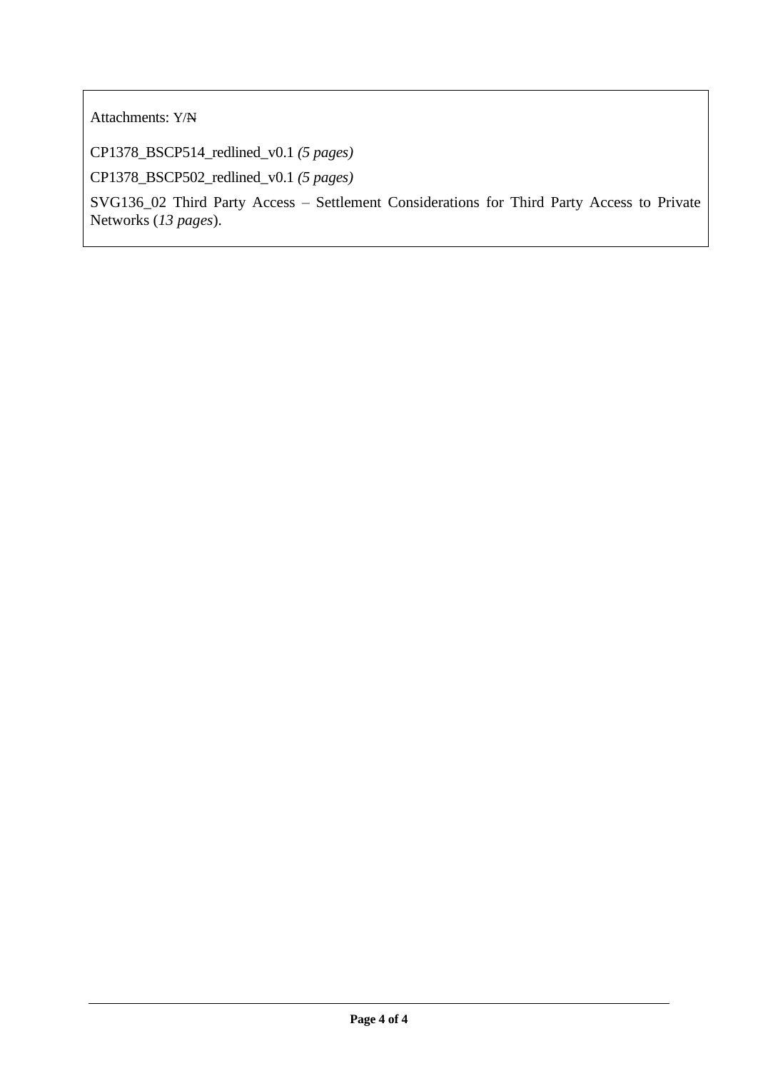Attachments: Y/~~N~~

CP1378_BSCP514_redlined_v0.1 *(5 pages)*

CP1378_BSCP502_redlined_v0.1 *(5 pages)*

SVG136_02 Third Party Access – Settlement Considerations for Third Party Access to Private Networks (*13 pages*).